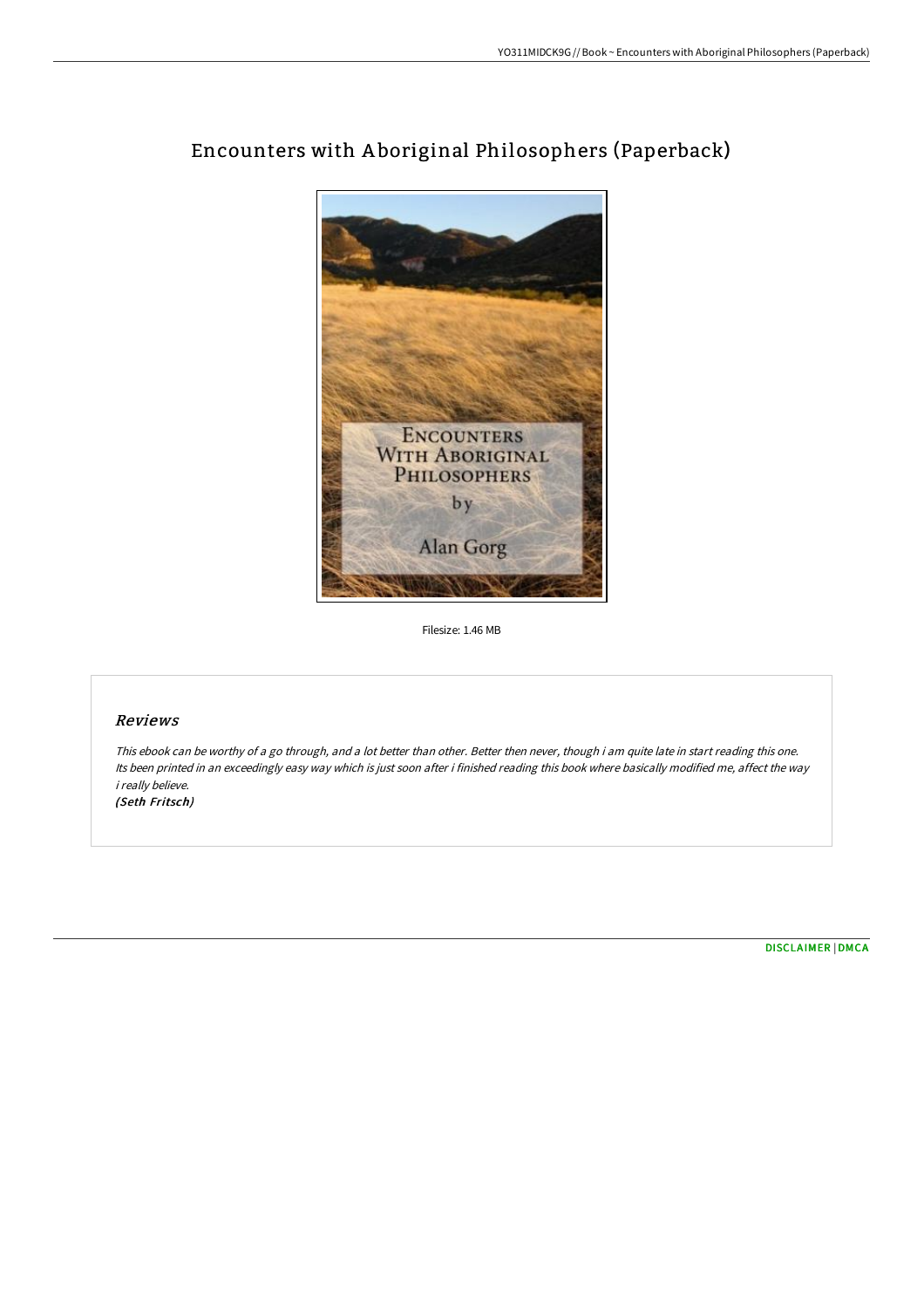# Encounters with Aboriginal Philosophers (Paperback)

Filesize: 1.46 MB

## Reviews

*This ebook can be worthy of a go through, and a lot better than other. Better then never, though i am quite late in start reading this one. Its been printed in an exceedingly easy way which is just soon after i finished reading this book where basically modified me, affect the way i really believe.*

***(Seth Fritsch)***

DISCLAIMER | DMCA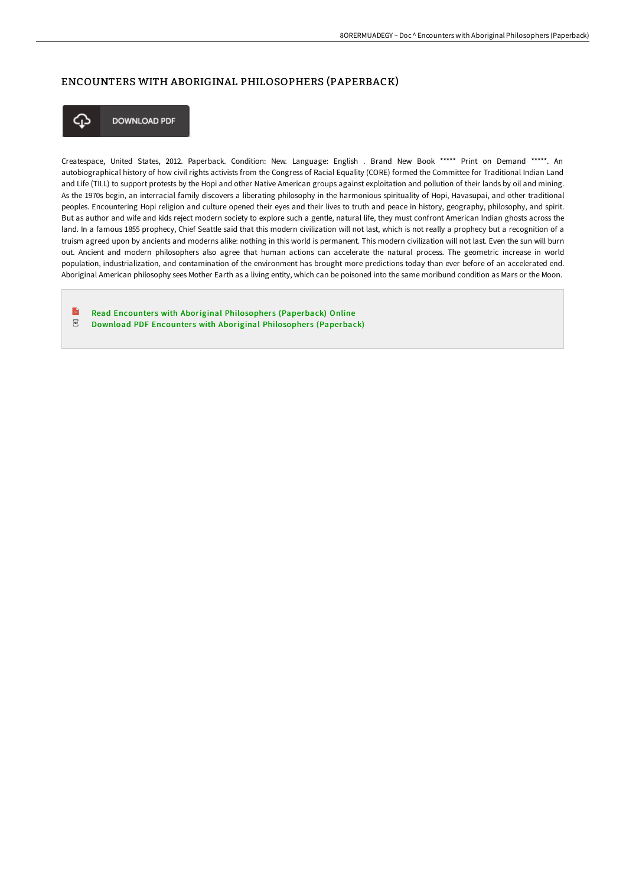## ENCOUNTERS WITH ABORIGINAL PHILOSOPHERS (PAPERBACK)

DOWNLOAD PDF

Createspace, United States, 2012. Paperback. Condition: New. Language: English . Brand New Book ***** Print on Demand *****. An autobiographical history of how civil rights activists from the Congress of Racial Equality (CORE) formed the Committee for Traditional Indian Land and Life (TILL) to support protests by the Hopi and other Native American groups against exploitation and pollution of their lands by oil and mining. As the 1970s begin, an interracial family discovers a liberating philosophy in the harmonious spirituality of Hopi, Havasupai, and other traditional peoples. Encountering Hopi religion and culture opened their eyes and their lives to truth and peace in history, geography, philosophy, and spirit. But as author and wife and kids reject modern society to explore such a gentle, natural life, they must confront American Indian ghosts across the land. In a famous 1855 prophecy, Chief Seattle said that this modern civilization will not last, which is not really a prophecy but a recognition of a truism agreed upon by ancients and moderns alike: nothing in this world is permanent. This modern civilization will not last. Even the sun will burn out. Ancient and modern philosophers also agree that human actions can accelerate the natural process. The geometric increase in world population, industrialization, and contamination of the environment has brought more predictions today than ever before of an accelerated end. Aboriginal American philosophy sees Mother Earth as a living entity, which can be poisoned into the same moribund condition as Mars or the Moon.

- Read Encounters with Aboriginal Philosophers (Paperback) Online
- Download PDF Encounters with Aboriginal Philosophers (Paperback)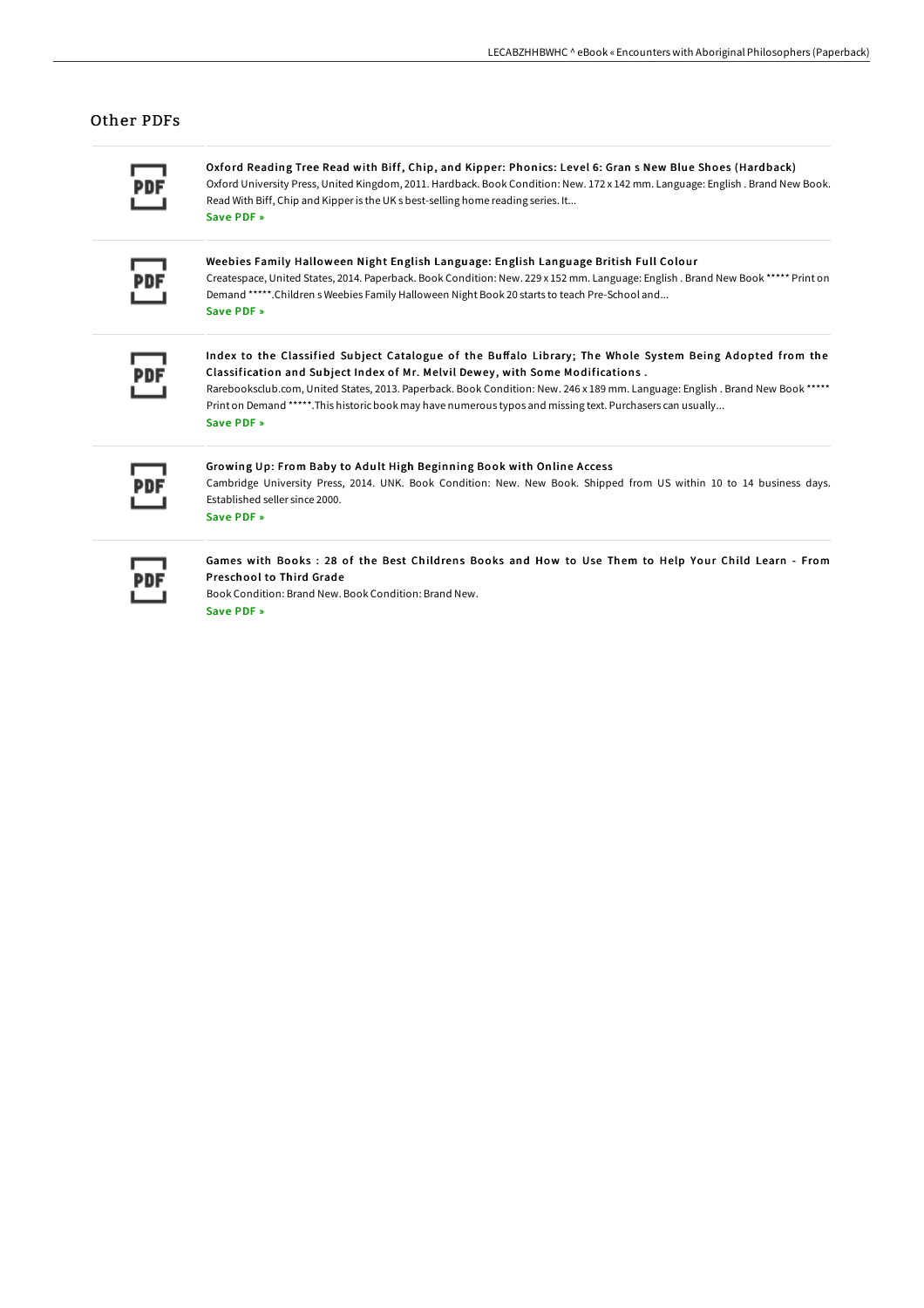## Other PDFs

**Oxford Reading Tree Read with Biff, Chip, and Kipper: Phonics: Level 6: Gran s New Blue Shoes (Hardback)**
Oxford University Press, United Kingdom, 2011. Hardback. Book Condition: New. 172 x 142 mm. Language: English . Brand New Book. Read With Biff, Chip and Kipper is the UK s best-selling home reading series. It...
Save PDF »

**Weebies Family Halloween Night English Language: English Language British Full Colour**
Createspace, United States, 2014. Paperback. Book Condition: New. 229 x 152 mm. Language: English . Brand New Book ***** Print on Demand *****.Children s Weebies Family Halloween Night Book 20 starts to teach Pre-School and...
Save PDF »

**Index to the Classified Subject Catalogue of the Buffalo Library; The Whole System Being Adopted from the Classification and Subject Index of Mr. Melvil Dewey, with Some Modifications .**
Rarebooksclub.com, United States, 2013. Paperback. Book Condition: New. 246 x 189 mm. Language: English . Brand New Book ***** Print on Demand *****.This historic book may have numerous typos and missing text. Purchasers can usually...
Save PDF »

**Growing Up: From Baby to Adult High Beginning Book with Online Access**
Cambridge University Press, 2014. UNK. Book Condition: New. New Book. Shipped from US within 10 to 14 business days. Established seller since 2000.
Save PDF »

**Games with Books : 28 of the Best Childrens Books and How to Use Them to Help Your Child Learn - From Preschool to Third Grade**
Book Condition: Brand New. Book Condition: Brand New.
Save PDF »